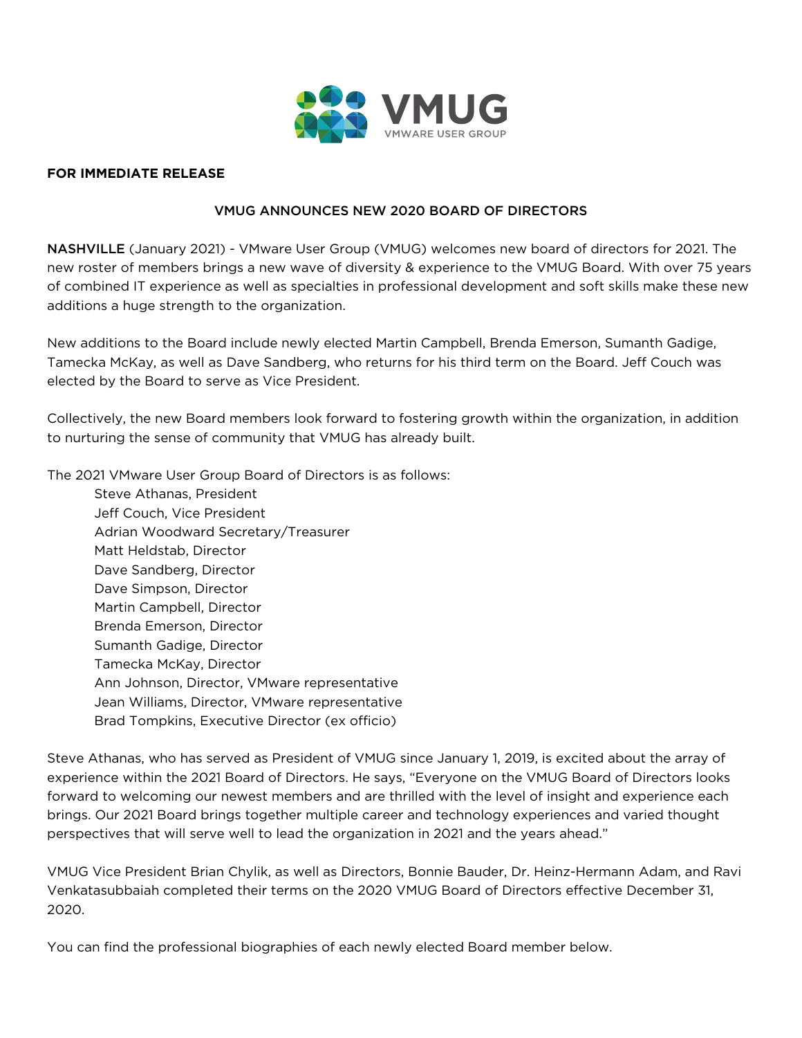VMUG

VMWARE USER GROUP

**FOR IMMEDIATE RELEASE**

## VMUG ANNOUNCES NEW 2020 BOARD OF DIRECTORS

NASHVILLE (January 2021) - VMware User Group (VMUG) welcomes new board of directors for 2021. The new roster of members brings a new wave of diversity & experience to the VMUG Board. With over 75 years of combined IT experience as well as specialties in professional development and soft skills make these new additions a huge strength to the organization.

New additions to the Board include newly elected Martin Campbell, Brenda Emerson, Sumanth Gadige, Tamecka McKay, as well as Dave Sandberg, who returns for his third term on the Board. Jeff Couch was elected by the Board to serve as Vice President.

Collectively, the new Board members look forward to fostering growth within the organization, in addition to nurturing the sense of community that VMUG has already built.

The 2021 VMware User Group Board of Directors is as follows:

- Steve Athanas, President
- Jeff Couch, Vice President
- Adrian Woodward Secretary/Treasurer
- Matt Heldstab, Director
- Dave Sandberg, Director
- Dave Simpson, Director
- Martin Campbell, Director
- Brenda Emerson, Director
- Sumanth Gadige, Director
- Tamecka McKay, Director
- Ann Johnson, Director, VMware representative
- Jean Williams, Director, VMware representative
- Brad Tompkins, Executive Director (ex officio)

Steve Athanas, who has served as President of VMUG since January 1, 2019, is excited about the array of experience within the 2021 Board of Directors. He says, “Everyone on the VMUG Board of Directors looks forward to welcoming our newest members and are thrilled with the level of insight and experience each brings. Our 2021 Board brings together multiple career and technology experiences and varied thought perspectives that will serve well to lead the organization in 2021 and the years ahead.”

VMUG Vice President Brian Chylik, as well as Directors, Bonnie Bauder, Dr. Heinz-Hermann Adam, and Ravi Venkatasubbaiah completed their terms on the 2020 VMUG Board of Directors effective December 31, 2020.

You can find the professional biographies of each newly elected Board member below.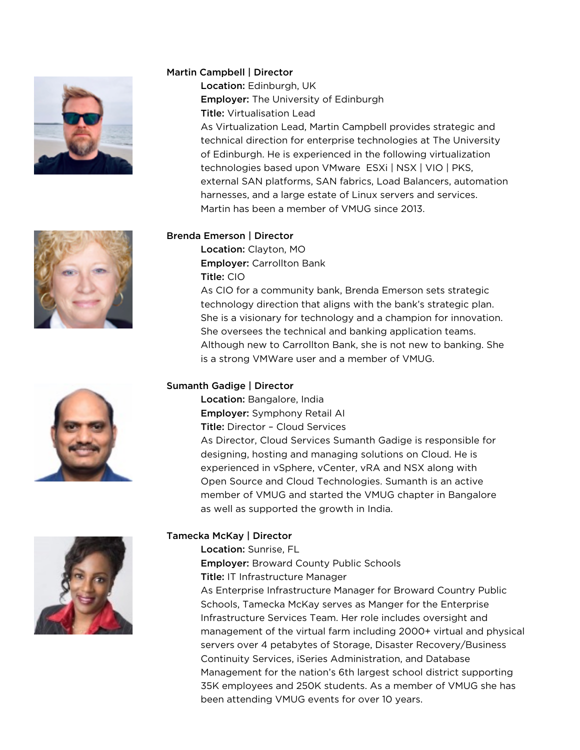**Martin Campbell | Director**

**Location:** Edinburgh, UK
**Employer:** The University of Edinburgh
**Title:** Virtualisation Lead
As Virtualization Lead, Martin Campbell provides strategic and technical direction for enterprise technologies at The University of Edinburgh. He is experienced in the following virtualization technologies based upon VMware ESXi | NSX | VIO | PKS, external SAN platforms, SAN fabrics, Load Balancers, automation harnesses, and a large estate of Linux servers and services. Martin has been a member of VMUG since 2013.

**Brenda Emerson | Director**

**Location:** Clayton, MO
**Employer:** Carrollton Bank
**Title:** CIO
As CIO for a community bank, Brenda Emerson sets strategic technology direction that aligns with the bank's strategic plan. She is a visionary for technology and a champion for innovation. She oversees the technical and banking application teams. Although new to Carrollton Bank, she is not new to banking. She is a strong VMWare user and a member of VMUG.

**Sumanth Gadige | Director**

**Location:** Bangalore, India
**Employer:** Symphony Retail AI
**Title:** Director – Cloud Services
As Director, Cloud Services Sumanth Gadige is responsible for designing, hosting and managing solutions on Cloud. He is experienced in vSphere, vCenter, vRA and NSX along with Open Source and Cloud Technologies. Sumanth is an active member of VMUG and started the VMUG chapter in Bangalore as well as supported the growth in India.

**Tamecka McKay | Director**

**Location:** Sunrise, FL
**Employer:** Broward County Public Schools
**Title:** IT Infrastructure Manager
As Enterprise Infrastructure Manager for Broward Country Public Schools, Tamecka McKay serves as Manger for the Enterprise Infrastructure Services Team. Her role includes oversight and management of the virtual farm including 2000+ virtual and physical servers over 4 petabytes of Storage, Disaster Recovery/Business Continuity Services, iSeries Administration, and Database Management for the nation's 6th largest school district supporting 35K employees and 250K students. As a member of VMUG she has been attending VMUG events for over 10 years.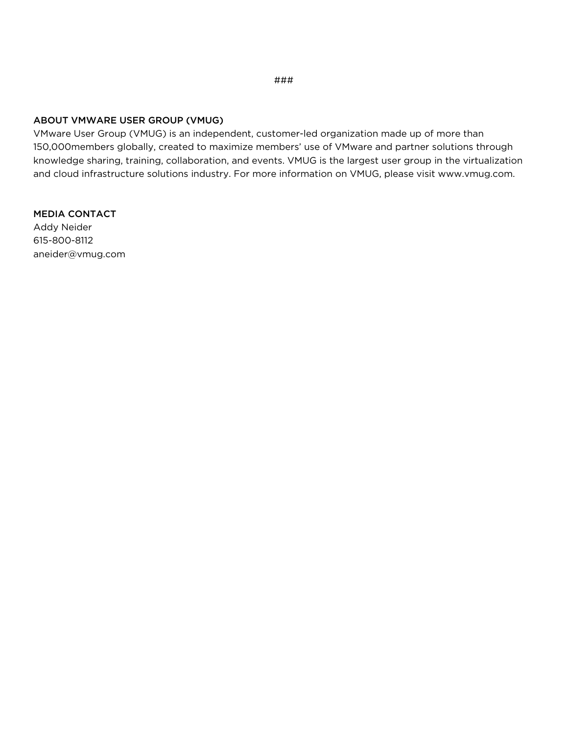###

## ABOUT VMWARE USER GROUP (VMUG)

VMware User Group (VMUG) is an independent, customer-led organization made up of more than 150,000members globally, created to maximize members' use of VMware and partner solutions through knowledge sharing, training, collaboration, and events. VMUG is the largest user group in the virtualization and cloud infrastructure solutions industry. For more information on VMUG, please visit www.vmug.com.

## MEDIA CONTACT

Addy Neider
615-800-8112
aneider@vmug.com